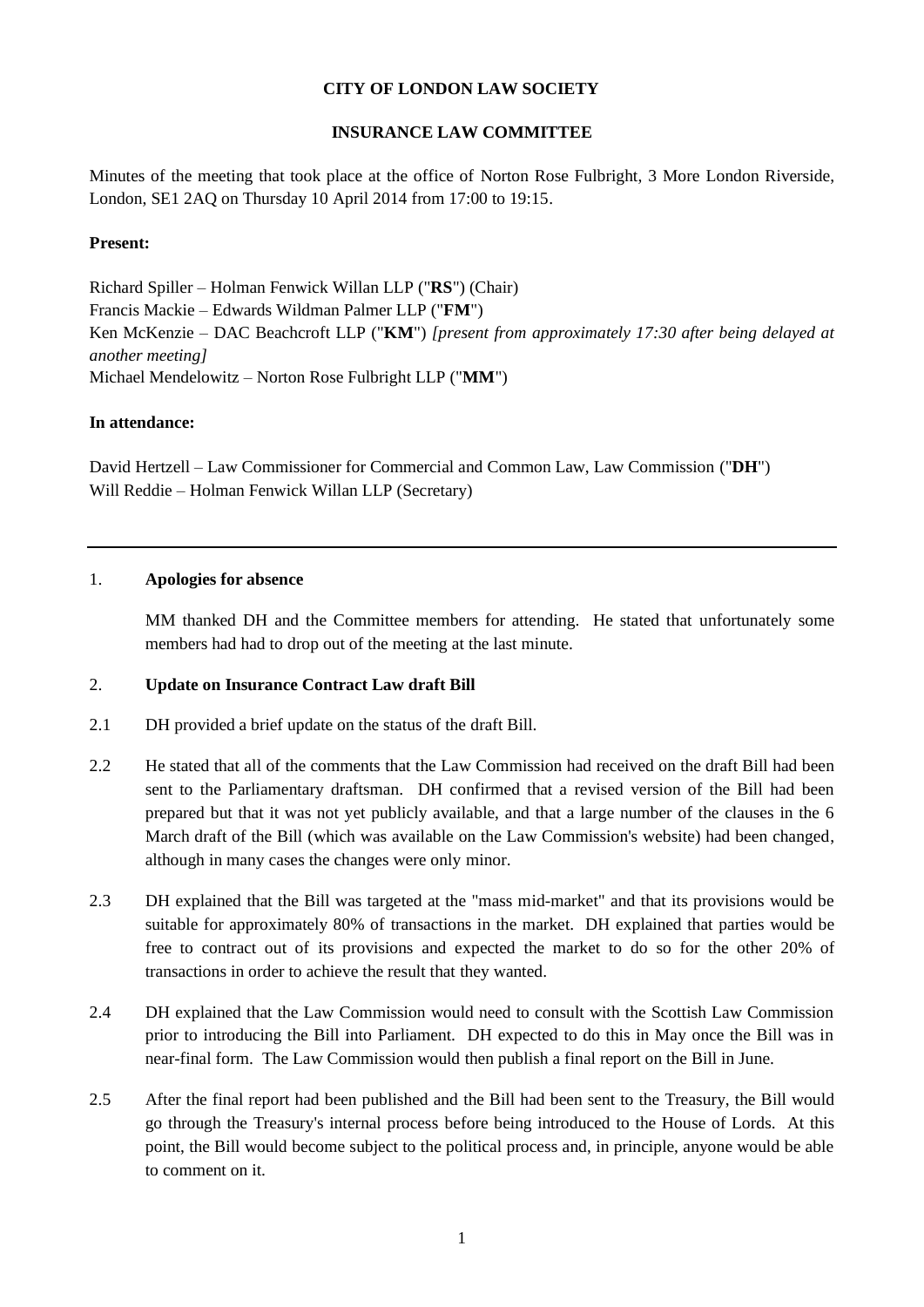**CITY OF LONDON LAW SOCIETY**

**INSURANCE LAW COMMITTEE**

Minutes of the meeting that took place at the office of Norton Rose Fulbright, 3 More London Riverside, London, SE1 2AQ on Thursday 10 April 2014 from 17:00 to 19:15.

**Present:**

Richard Spiller – Holman Fenwick Willan LLP ("**RS**") (Chair)
Francis Mackie – Edwards Wildman Palmer LLP ("**FM**")
Ken McKenzie – DAC Beachcroft LLP ("**KM**") *[present from approximately 17:30 after being delayed at another meeting]*
Michael Mendelowitz – Norton Rose Fulbright LLP ("**MM**")

**In attendance:**

David Hertzell – Law Commissioner for Commercial and Common Law, Law Commission ("**DH**")
Will Reddie – Holman Fenwick Willan LLP (Secretary)

---

1. **Apologies for absence**

   MM thanked DH and the Committee members for attending. He stated that unfortunately some members had had to drop out of the meeting at the last minute.

2. **Update on Insurance Contract Law draft Bill**

2.1 DH provided a brief update on the status of the draft Bill.

2.2 He stated that all of the comments that the Law Commission had received on the draft Bill had been sent to the Parliamentary draftsman. DH confirmed that a revised version of the Bill had been prepared but that it was not yet publicly available, and that a large number of the clauses in the 6 March draft of the Bill (which was available on the Law Commission's website) had been changed, although in many cases the changes were only minor.

2.3 DH explained that the Bill was targeted at the "mass mid-market" and that its provisions would be suitable for approximately 80% of transactions in the market. DH explained that parties would be free to contract out of its provisions and expected the market to do so for the other 20% of transactions in order to achieve the result that they wanted.

2.4 DH explained that the Law Commission would need to consult with the Scottish Law Commission prior to introducing the Bill into Parliament. DH expected to do this in May once the Bill was in near-final form. The Law Commission would then publish a final report on the Bill in June.

2.5 After the final report had been published and the Bill had been sent to the Treasury, the Bill would go through the Treasury's internal process before being introduced to the House of Lords. At this point, the Bill would become subject to the political process and, in principle, anyone would be able to comment on it.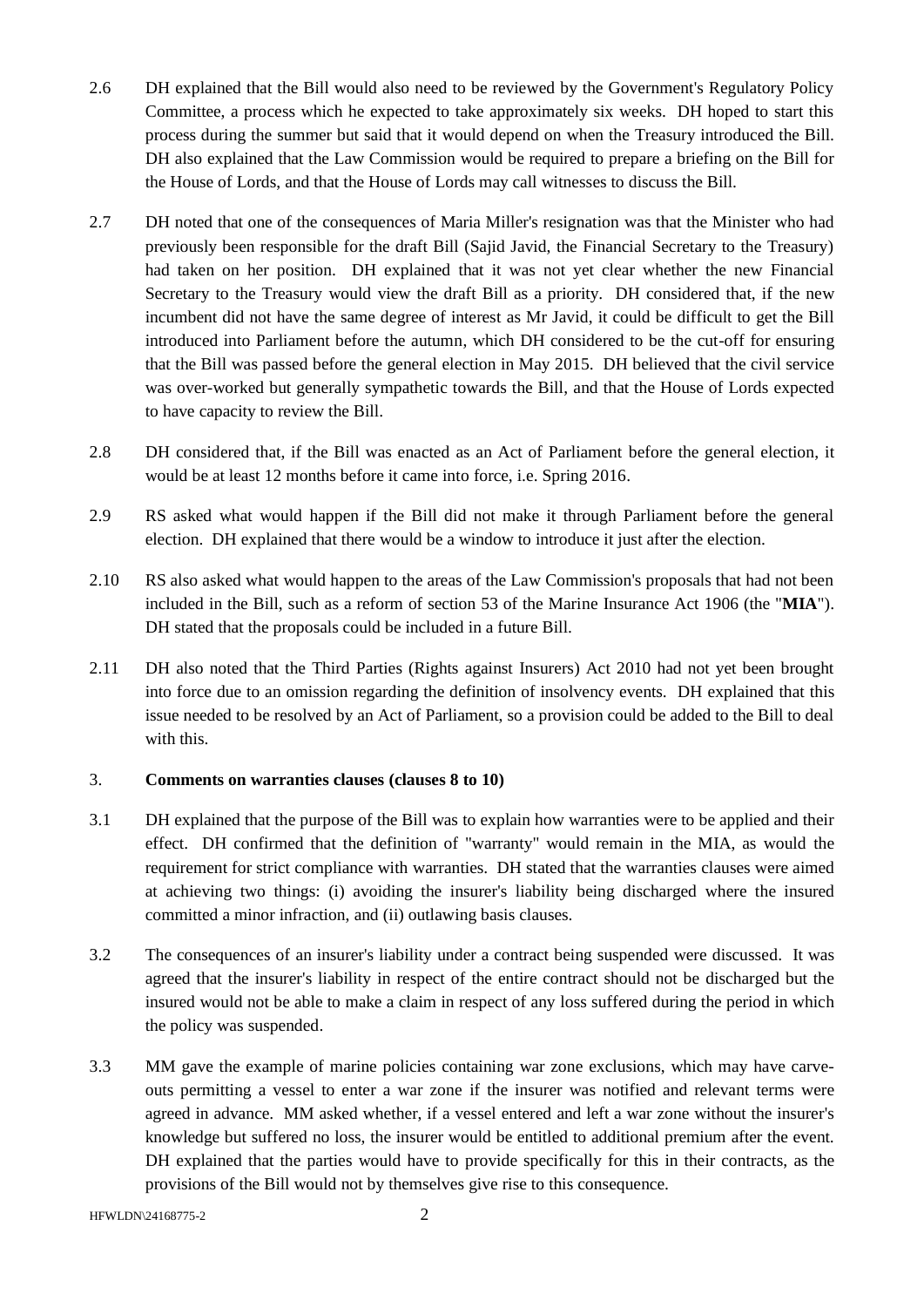2.6 DH explained that the Bill would also need to be reviewed by the Government's Regulatory Policy Committee, a process which he expected to take approximately six weeks. DH hoped to start this process during the summer but said that it would depend on when the Treasury introduced the Bill. DH also explained that the Law Commission would be required to prepare a briefing on the Bill for the House of Lords, and that the House of Lords may call witnesses to discuss the Bill.

2.7 DH noted that one of the consequences of Maria Miller's resignation was that the Minister who had previously been responsible for the draft Bill (Sajid Javid, the Financial Secretary to the Treasury) had taken on her position. DH explained that it was not yet clear whether the new Financial Secretary to the Treasury would view the draft Bill as a priority. DH considered that, if the new incumbent did not have the same degree of interest as Mr Javid, it could be difficult to get the Bill introduced into Parliament before the autumn, which DH considered to be the cut-off for ensuring that the Bill was passed before the general election in May 2015. DH believed that the civil service was over-worked but generally sympathetic towards the Bill, and that the House of Lords expected to have capacity to review the Bill.

2.8 DH considered that, if the Bill was enacted as an Act of Parliament before the general election, it would be at least 12 months before it came into force, i.e. Spring 2016.

2.9 RS asked what would happen if the Bill did not make it through Parliament before the general election. DH explained that there would be a window to introduce it just after the election.

2.10 RS also asked what would happen to the areas of the Law Commission's proposals that had not been included in the Bill, such as a reform of section 53 of the Marine Insurance Act 1906 (the "**MIA**"). DH stated that the proposals could be included in a future Bill.

2.11 DH also noted that the Third Parties (Rights against Insurers) Act 2010 had not yet been brought into force due to an omission regarding the definition of insolvency events. DH explained that this issue needed to be resolved by an Act of Parliament, so a provision could be added to the Bill to deal with this.

## 3. Comments on warranties clauses (clauses 8 to 10)

3.1 DH explained that the purpose of the Bill was to explain how warranties were to be applied and their effect. DH confirmed that the definition of "warranty" would remain in the MIA, as would the requirement for strict compliance with warranties. DH stated that the warranties clauses were aimed at achieving two things: (i) avoiding the insurer's liability being discharged where the insured committed a minor infraction, and (ii) outlawing basis clauses.

3.2 The consequences of an insurer's liability under a contract being suspended were discussed. It was agreed that the insurer's liability in respect of the entire contract should not be discharged but the insured would not be able to make a claim in respect of any loss suffered during the period in which the policy was suspended.

3.3 MM gave the example of marine policies containing war zone exclusions, which may have carve-outs permitting a vessel to enter a war zone if the insurer was notified and relevant terms were agreed in advance. MM asked whether, if a vessel entered and left a war zone without the insurer's knowledge but suffered no loss, the insurer would be entitled to additional premium after the event. DH explained that the parties would have to provide specifically for this in their contracts, as the provisions of the Bill would not by themselves give rise to this consequence.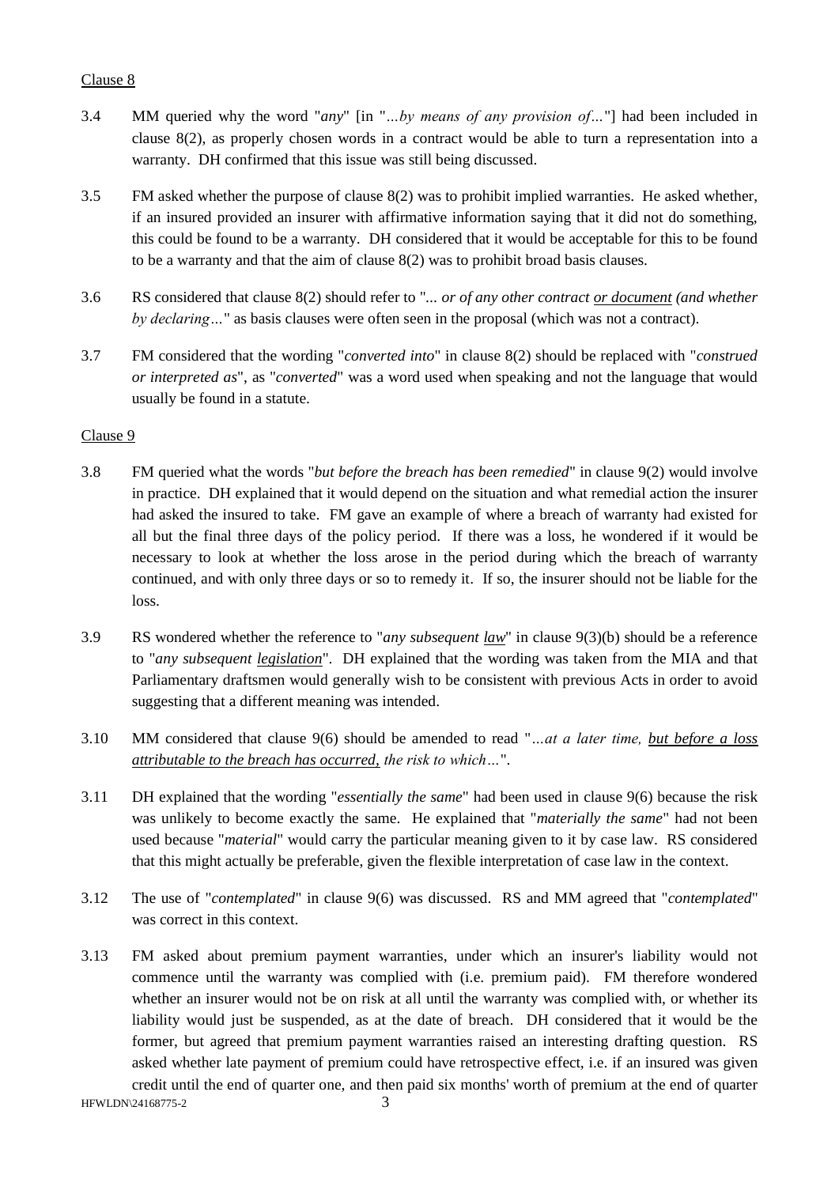Clause 8

3.4 MM queried why the word "*any*" [in "*…by means of any provision of…*"] had been included in clause 8(2), as properly chosen words in a contract would be able to turn a representation into a warranty. DH confirmed that this issue was still being discussed.

3.5 FM asked whether the purpose of clause 8(2) was to prohibit implied warranties. He asked whether, if an insured provided an insurer with affirmative information saying that it did not do something, this could be found to be a warranty. DH considered that it would be acceptable for this to be found to be a warranty and that the aim of clause 8(2) was to prohibit broad basis clauses.

3.6 RS considered that clause 8(2) should refer to "*... or of any other contract <u>or document</u> (and whether by declaring…*" as basis clauses were often seen in the proposal (which was not a contract).

3.7 FM considered that the wording "*converted into*" in clause 8(2) should be replaced with "*construed or interpreted as*", as "*converted*" was a word used when speaking and not the language that would usually be found in a statute.

Clause 9

3.8 FM queried what the words "*but before the breach has been remedied*" in clause 9(2) would involve in practice. DH explained that it would depend on the situation and what remedial action the insurer had asked the insured to take. FM gave an example of where a breach of warranty had existed for all but the final three days of the policy period. If there was a loss, he wondered if it would be necessary to look at whether the loss arose in the period during which the breach of warranty continued, and with only three days or so to remedy it. If so, the insurer should not be liable for the loss.

3.9 RS wondered whether the reference to "*any subsequent <u>law</u>*" in clause 9(3)(b) should be a reference to "*any subsequent <u>legislation</u>*". DH explained that the wording was taken from the MIA and that Parliamentary draftsmen would generally wish to be consistent with previous Acts in order to avoid suggesting that a different meaning was intended.

3.10 MM considered that clause 9(6) should be amended to read "*…at a later time, <u>but before a loss attributable to the breach has occurred,</u> the risk to which…*".

3.11 DH explained that the wording "*essentially the same*" had been used in clause 9(6) because the risk was unlikely to become exactly the same. He explained that "*materially the same*" had not been used because "*material*" would carry the particular meaning given to it by case law. RS considered that this might actually be preferable, given the flexible interpretation of case law in the context.

3.12 The use of "*contemplated*" in clause 9(6) was discussed. RS and MM agreed that "*contemplated*" was correct in this context.

3.13 FM asked about premium payment warranties, under which an insurer's liability would not commence until the warranty was complied with (i.e. premium paid). FM therefore wondered whether an insurer would not be on risk at all until the warranty was complied with, or whether its liability would just be suspended, as at the date of breach. DH considered that it would be the former, but agreed that premium payment warranties raised an interesting drafting question. RS asked whether late payment of premium could have retrospective effect, i.e. if an insured was given credit until the end of quarter one, and then paid six months' worth of premium at the end of quarter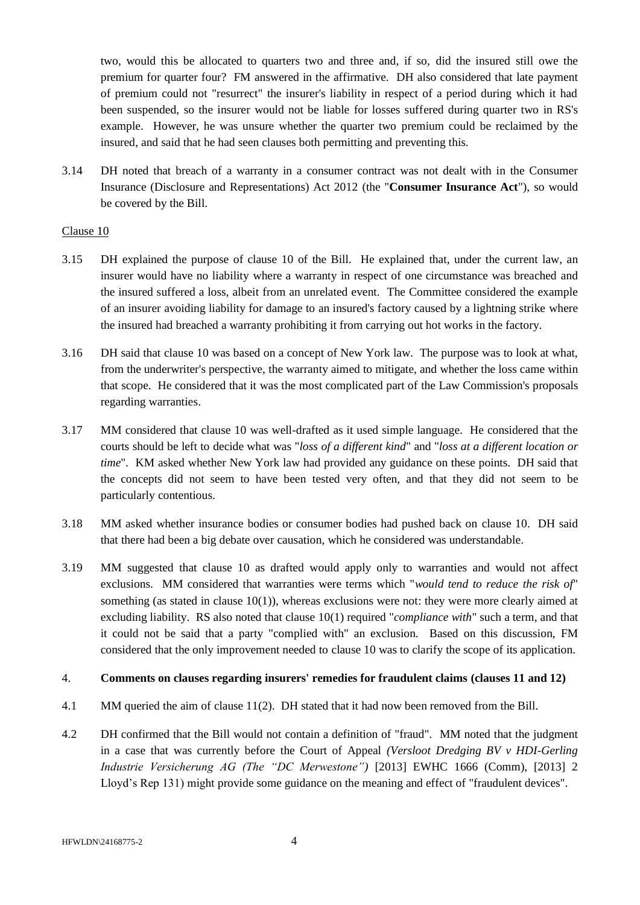two, would this be allocated to quarters two and three and, if so, did the insured still owe the premium for quarter four? FM answered in the affirmative. DH also considered that late payment of premium could not "resurrect" the insurer's liability in respect of a period during which it had been suspended, so the insurer would not be liable for losses suffered during quarter two in RS's example. However, he was unsure whether the quarter two premium could be reclaimed by the insured, and said that he had seen clauses both permitting and preventing this.

3.14 DH noted that breach of a warranty in a consumer contract was not dealt with in the Consumer Insurance (Disclosure and Representations) Act 2012 (the "**Consumer Insurance Act**"), so would be covered by the Bill.

Clause 10

3.15 DH explained the purpose of clause 10 of the Bill. He explained that, under the current law, an insurer would have no liability where a warranty in respect of one circumstance was breached and the insured suffered a loss, albeit from an unrelated event. The Committee considered the example of an insurer avoiding liability for damage to an insured's factory caused by a lightning strike where the insured had breached a warranty prohibiting it from carrying out hot works in the factory.

3.16 DH said that clause 10 was based on a concept of New York law. The purpose was to look at what, from the underwriter's perspective, the warranty aimed to mitigate, and whether the loss came within that scope. He considered that it was the most complicated part of the Law Commission's proposals regarding warranties.

3.17 MM considered that clause 10 was well-drafted as it used simple language. He considered that the courts should be left to decide what was "*loss of a different kind*" and "*loss at a different location or time*". KM asked whether New York law had provided any guidance on these points. DH said that the concepts did not seem to have been tested very often, and that they did not seem to be particularly contentious.

3.18 MM asked whether insurance bodies or consumer bodies had pushed back on clause 10. DH said that there had been a big debate over causation, which he considered was understandable.

3.19 MM suggested that clause 10 as drafted would apply only to warranties and would not affect exclusions. MM considered that warranties were terms which "*would tend to reduce the risk of*" something (as stated in clause 10(1)), whereas exclusions were not: they were more clearly aimed at excluding liability. RS also noted that clause 10(1) required "*compliance with*" such a term, and that it could not be said that a party "complied with" an exclusion. Based on this discussion, FM considered that the only improvement needed to clause 10 was to clarify the scope of its application.

## 4. Comments on clauses regarding insurers' remedies for fraudulent claims (clauses 11 and 12)

4.1 MM queried the aim of clause 11(2). DH stated that it had now been removed from the Bill.

4.2 DH confirmed that the Bill would not contain a definition of "fraud". MM noted that the judgment in a case that was currently before the Court of Appeal *(Versloot Dredging BV v HDI-Gerling Industrie Versicherung AG (The "DC Merwestone"))* [2013] EWHC 1666 (Comm), [2013] 2 Lloyd's Rep 131) might provide some guidance on the meaning and effect of "fraudulent devices".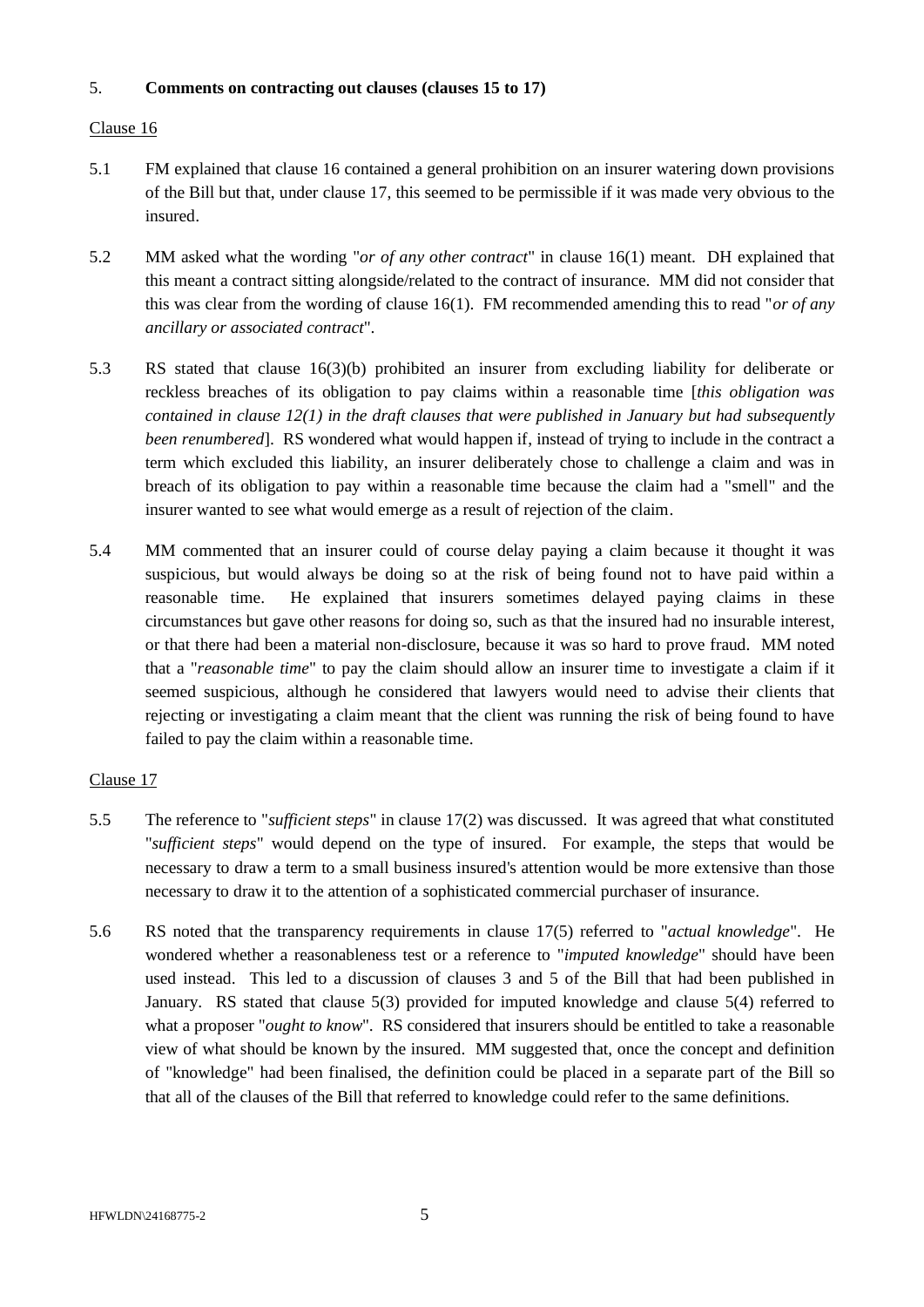5. **Comments on contracting out clauses (clauses 15 to 17)**

Clause 16

5.1 FM explained that clause 16 contained a general prohibition on an insurer watering down provisions of the Bill but that, under clause 17, this seemed to be permissible if it was made very obvious to the insured.

5.2 MM asked what the wording "*or of any other contract*" in clause 16(1) meant. DH explained that this meant a contract sitting alongside/related to the contract of insurance. MM did not consider that this was clear from the wording of clause 16(1). FM recommended amending this to read "*or of any ancillary or associated contract*".

5.3 RS stated that clause 16(3)(b) prohibited an insurer from excluding liability for deliberate or reckless breaches of its obligation to pay claims within a reasonable time [*this obligation was contained in clause 12(1) in the draft clauses that were published in January but had subsequently been renumbered*]. RS wondered what would happen if, instead of trying to include in the contract a term which excluded this liability, an insurer deliberately chose to challenge a claim and was in breach of its obligation to pay within a reasonable time because the claim had a "smell" and the insurer wanted to see what would emerge as a result of rejection of the claim.

5.4 MM commented that an insurer could of course delay paying a claim because it thought it was suspicious, but would always be doing so at the risk of being found not to have paid within a reasonable time. He explained that insurers sometimes delayed paying claims in these circumstances but gave other reasons for doing so, such as that the insured had no insurable interest, or that there had been a material non-disclosure, because it was so hard to prove fraud. MM noted that a "*reasonable time*" to pay the claim should allow an insurer time to investigate a claim if it seemed suspicious, although he considered that lawyers would need to advise their clients that rejecting or investigating a claim meant that the client was running the risk of being found to have failed to pay the claim within a reasonable time.

Clause 17

5.5 The reference to "*sufficient steps*" in clause 17(2) was discussed. It was agreed that what constituted "*sufficient steps*" would depend on the type of insured. For example, the steps that would be necessary to draw a term to a small business insured's attention would be more extensive than those necessary to draw it to the attention of a sophisticated commercial purchaser of insurance.

5.6 RS noted that the transparency requirements in clause 17(5) referred to "*actual knowledge*". He wondered whether a reasonableness test or a reference to "*imputed knowledge*" should have been used instead. This led to a discussion of clauses 3 and 5 of the Bill that had been published in January. RS stated that clause 5(3) provided for imputed knowledge and clause 5(4) referred to what a proposer "*ought to know*". RS considered that insurers should be entitled to take a reasonable view of what should be known by the insured. MM suggested that, once the concept and definition of "knowledge" had been finalised, the definition could be placed in a separate part of the Bill so that all of the clauses of the Bill that referred to knowledge could refer to the same definitions.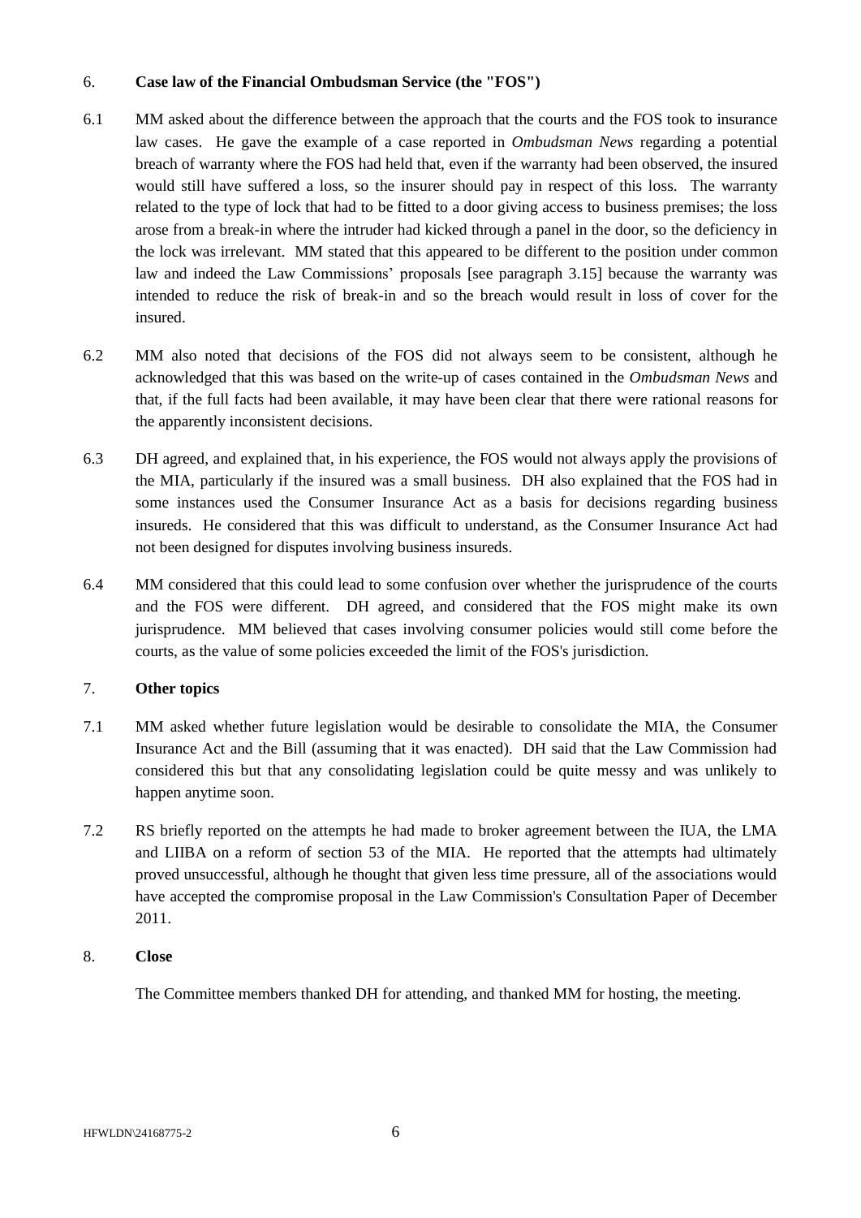## 6. **Case law of the Financial Ombudsman Service (the "FOS")**

6.1 MM asked about the difference between the approach that the courts and the FOS took to insurance law cases. He gave the example of a case reported in *Ombudsman News* regarding a potential breach of warranty where the FOS had held that, even if the warranty had been observed, the insured would still have suffered a loss, so the insurer should pay in respect of this loss. The warranty related to the type of lock that had to be fitted to a door giving access to business premises; the loss arose from a break-in where the intruder had kicked through a panel in the door, so the deficiency in the lock was irrelevant. MM stated that this appeared to be different to the position under common law and indeed the Law Commissions' proposals [see paragraph 3.15] because the warranty was intended to reduce the risk of break-in and so the breach would result in loss of cover for the insured.

6.2 MM also noted that decisions of the FOS did not always seem to be consistent, although he acknowledged that this was based on the write-up of cases contained in the *Ombudsman News* and that, if the full facts had been available, it may have been clear that there were rational reasons for the apparently inconsistent decisions.

6.3 DH agreed, and explained that, in his experience, the FOS would not always apply the provisions of the MIA, particularly if the insured was a small business. DH also explained that the FOS had in some instances used the Consumer Insurance Act as a basis for decisions regarding business insureds. He considered that this was difficult to understand, as the Consumer Insurance Act had not been designed for disputes involving business insureds.

6.4 MM considered that this could lead to some confusion over whether the jurisprudence of the courts and the FOS were different. DH agreed, and considered that the FOS might make its own jurisprudence. MM believed that cases involving consumer policies would still come before the courts, as the value of some policies exceeded the limit of the FOS's jurisdiction.

## 7. **Other topics**

7.1 MM asked whether future legislation would be desirable to consolidate the MIA, the Consumer Insurance Act and the Bill (assuming that it was enacted). DH said that the Law Commission had considered this but that any consolidating legislation could be quite messy and was unlikely to happen anytime soon.

7.2 RS briefly reported on the attempts he had made to broker agreement between the IUA, the LMA and LIIBA on a reform of section 53 of the MIA. He reported that the attempts had ultimately proved unsuccessful, although he thought that given less time pressure, all of the associations would have accepted the compromise proposal in the Law Commission's Consultation Paper of December 2011.

## 8. **Close**

The Committee members thanked DH for attending, and thanked MM for hosting, the meeting.